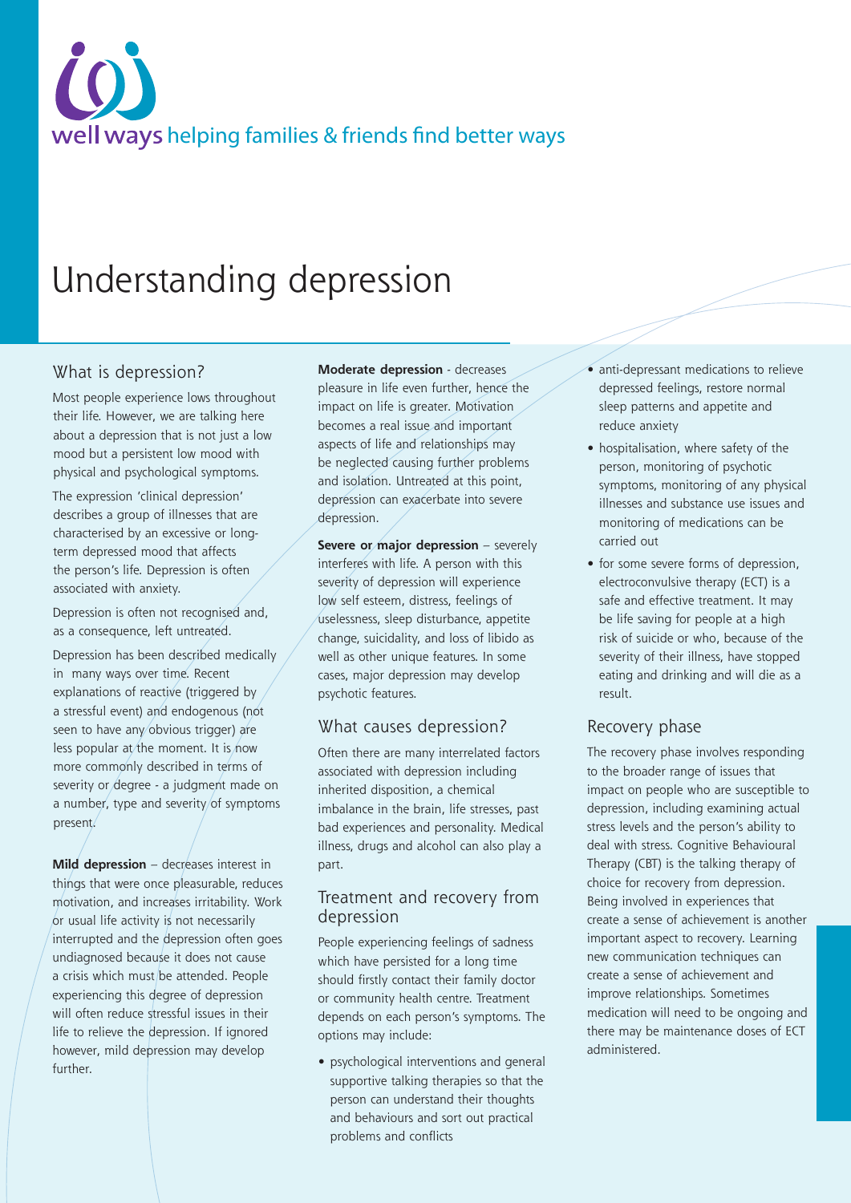wellways helping families & friends find better ways

# Understanding depression

## What is depression?

Most people experience lows throughout their life. However, we are talking here about a depression that is not just a low mood but a persistent low mood with physical and psychological symptoms.

The expression 'clinical depression' describes a group of illnesses that are characterised by an excessive or long-term depressed mood that affects the person's life. Depression is often associated with anxiety.

Depression is often not recognised and, as a consequence, left untreated.

Depression has been described medically in many ways over time. Recent explanations of reactive (triggered by a stressful event) and endogenous (not seen to have any obvious trigger) are less popular at the moment. It is now more commonly described in terms of severity or degree - a judgment made on a number, type and severity of symptoms present.

**Mild depression** – decreases interest in things that were once pleasurable, reduces motivation, and increases irritability. Work or usual life activity is not necessarily interrupted and the depression often goes undiagnosed because it does not cause a crisis which must be attended. People experiencing this degree of depression will often reduce stressful issues in their life to relieve the depression. If ignored however, mild depression may develop further.

**Moderate depression** - decreases pleasure in life even further, hence the impact on life is greater. Motivation becomes a real issue and important aspects of life and relationships may be neglected causing further problems and isolation. Untreated at this point, depression can exacerbate into severe depression.

**Severe or major depression** – severely interferes with life. A person with this severity of depression will experience low self esteem, distress, feelings of uselessness, sleep disturbance, appetite change, suicidality, and loss of libido as well as other unique features. In some cases, major depression may develop psychotic features.

## What causes depression?

Often there are many interrelated factors associated with depression including inherited disposition, a chemical imbalance in the brain, life stresses, past bad experiences and personality. Medical illness, drugs and alcohol can also play a part.

## Treatment and recovery from depression

People experiencing feelings of sadness which have persisted for a long time should firstly contact their family doctor or community health centre. Treatment depends on each person's symptoms. The options may include:

- psychological interventions and general supportive talking therapies so that the person can understand their thoughts and behaviours and sort out practical problems and conflicts
- anti-depressant medications to relieve depressed feelings, restore normal sleep patterns and appetite and reduce anxiety
- hospitalisation, where safety of the person, monitoring of psychotic symptoms, monitoring of any physical illnesses and substance use issues and monitoring of medications can be carried out
- for some severe forms of depression, electroconvulsive therapy (ECT) is a safe and effective treatment. It may be life saving for people at a high risk of suicide or who, because of the severity of their illness, have stopped eating and drinking and will die as a result.

## Recovery phase

The recovery phase involves responding to the broader range of issues that impact on people who are susceptible to depression, including examining actual stress levels and the person's ability to deal with stress. Cognitive Behavioural Therapy (CBT) is the talking therapy of choice for recovery from depression. Being involved in experiences that create a sense of achievement is another important aspect to recovery. Learning new communication techniques can create a sense of achievement and improve relationships. Sometimes medication will need to be ongoing and there may be maintenance doses of ECT administered.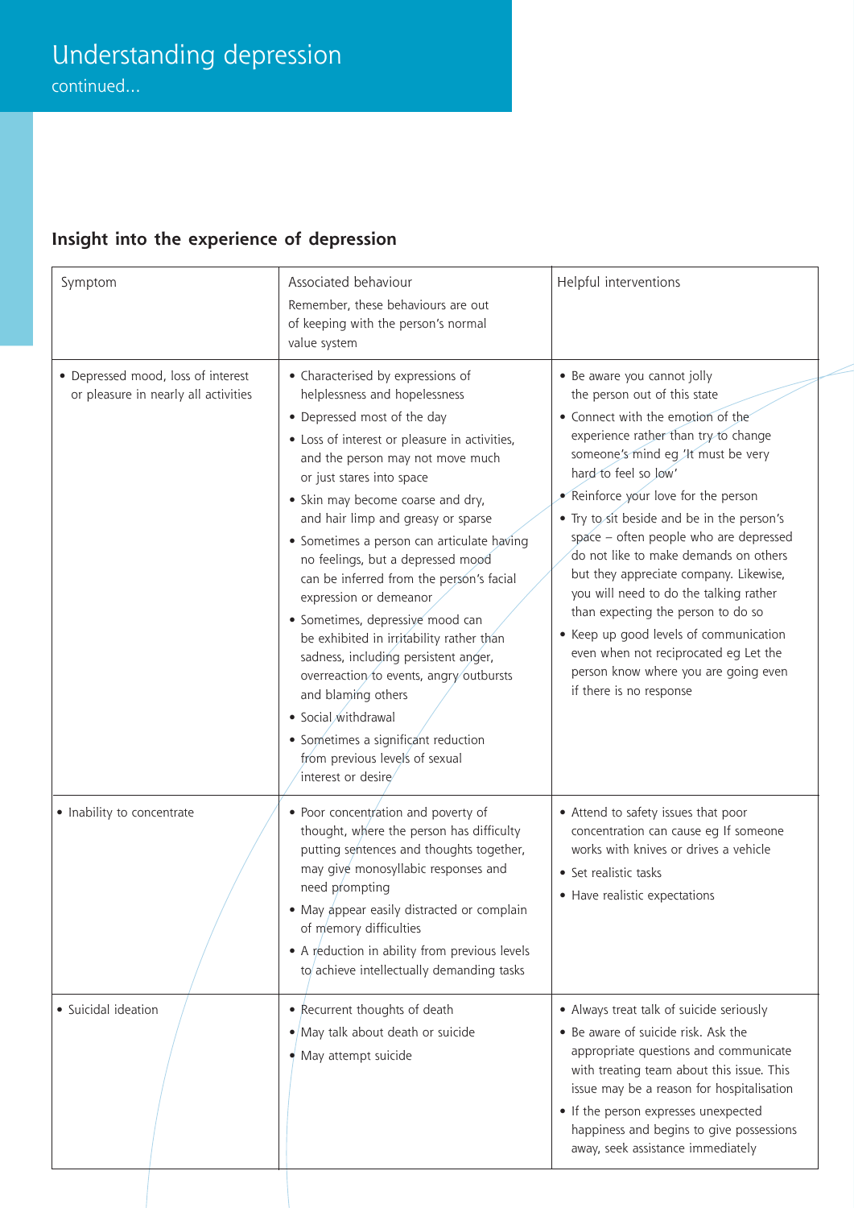# Understanding depression

continued...

## Insight into the experience of depression

| Symptom | Associated behaviour<br>Remember, these behaviours are out of keeping with the person's normal value system | Helpful interventions |
|---|---|---|
| • Depressed mood, loss of interest or pleasure in nearly all activities | • Characterised by expressions of helplessness and hopelessness<br>• Depressed most of the day<br>• Loss of interest or pleasure in activities, and the person may not move much or just stares into space<br>• Skin may become coarse and dry, and hair limp and greasy or sparse<br>• Sometimes a person can articulate having no feelings, but a depressed mood can be inferred from the person's facial expression or demeanor<br>• Sometimes, depressive mood can be exhibited in irritability rather than sadness, including persistent anger, overreaction to events, angry outbursts and blaming others<br>• Social withdrawal<br>• Sometimes a significant reduction from previous levels of sexual interest or desire | • Be aware you cannot jolly the person out of this state<br>• Connect with the emotion of the experience rather than try to change someone's mind eg 'It must be very hard to feel so low'<br>• Reinforce your love for the person<br>• Try to sit beside and be in the person's space – often people who are depressed do not like to make demands on others but they appreciate company. Likewise, you will need to do the talking rather than expecting the person to do so<br>• Keep up good levels of communication even when not reciprocated eg Let the person know where you are going even if there is no response |
| • Inability to concentrate | • Poor concentration and poverty of thought, where the person has difficulty putting sentences and thoughts together, may give monosyllabic responses and need prompting<br>• May appear easily distracted or complain of memory difficulties<br>• A reduction in ability from previous levels to achieve intellectually demanding tasks | • Attend to safety issues that poor concentration can cause eg If someone works with knives or drives a vehicle<br>• Set realistic tasks<br>• Have realistic expectations |
| • Suicidal ideation | • Recurrent thoughts of death<br>• May talk about death or suicide<br>• May attempt suicide | • Always treat talk of suicide seriously<br>• Be aware of suicide risk. Ask the appropriate questions and communicate with treating team about this issue. This issue may be a reason for hospitalisation<br>• If the person expresses unexpected happiness and begins to give possessions away, seek assistance immediately |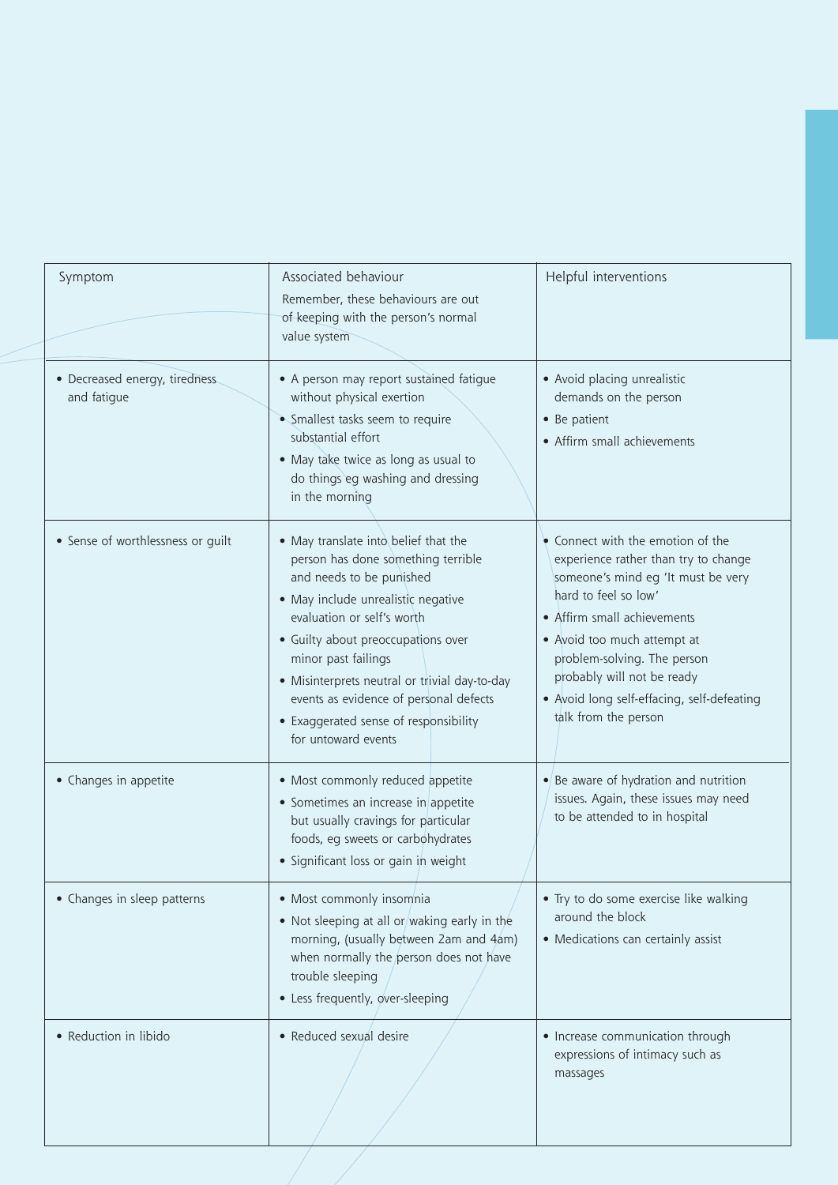| Symptom | Associated behaviour<br>Remember, these behaviours are out of keeping with the person's normal value system | Helpful interventions |
|---|---|---|
| • Decreased energy, tiredness and fatigue | • A person may report sustained fatigue without physical exertion<br>• Smallest tasks seem to require substantial effort<br>• May take twice as long as usual to do things eg washing and dressing in the morning | • Avoid placing unrealistic demands on the person<br>• Be patient<br>• Affirm small achievements |
| • Sense of worthlessness or guilt | • May translate into belief that the person has done something terrible and needs to be punished<br>• May include unrealistic negative evaluation or self's worth<br>• Guilty about preoccupations over minor past failings<br>• Misinterprets neutral or trivial day-to-day events as evidence of personal defects<br>• Exaggerated sense of responsibility for untoward events | • Connect with the emotion of the experience rather than try to change someone's mind eg 'It must be very hard to feel so low'<br>• Affirm small achievements<br>• Avoid too much attempt at problem-solving. The person probably will not be ready<br>• Avoid long self-effacing, self-defeating talk from the person |
| • Changes in appetite | • Most commonly reduced appetite<br>• Sometimes an increase in appetite but usually cravings for particular foods, eg sweets or carbohydrates<br>• Significant loss or gain in weight | • Be aware of hydration and nutrition issues. Again, these issues may need to be attended to in hospital |
| • Changes in sleep patterns | • Most commonly insomnia<br>• Not sleeping at all or waking early in the morning, (usually between 2am and 4am) when normally the person does not have trouble sleeping<br>• Less frequently, over-sleeping | • Try to do some exercise like walking around the block<br>• Medications can certainly assist |
| • Reduction in libido | • Reduced sexual desire | • Increase communication through expressions of intimacy such as massages |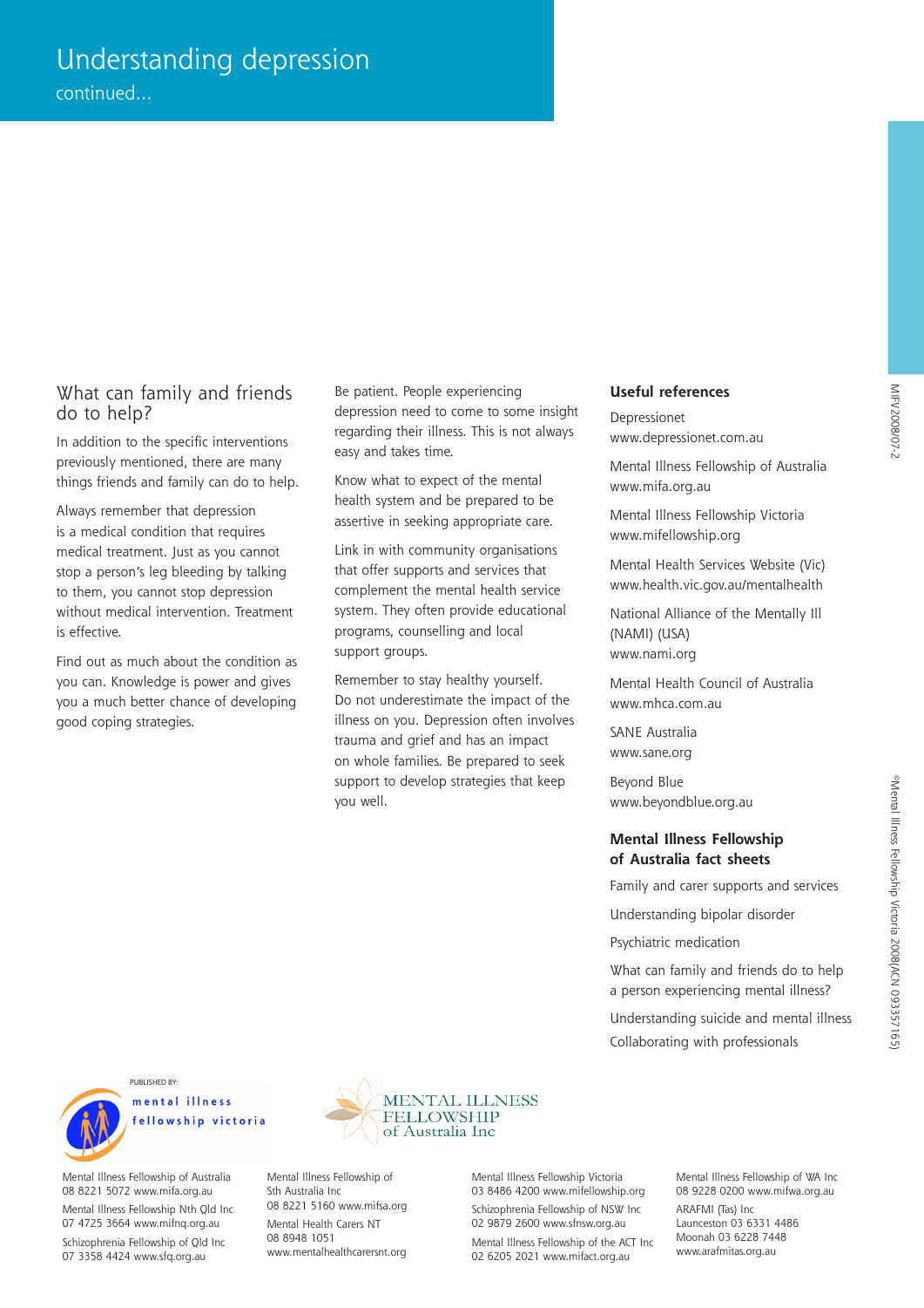# Understanding depression

continued...

## What can family and friends do to help?

In addition to the specific interventions previously mentioned, there are many things friends and family can do to help.

Always remember that depression is a medical condition that requires medical treatment. Just as you cannot stop a person's leg bleeding by talking to them, you cannot stop depression without medical intervention. Treatment is effective.

Find out as much about the condition as you can. Knowledge is power and gives you a much better chance of developing good coping strategies.

Be patient. People experiencing depression need to come to some insight regarding their illness. This is not always easy and takes time.

Know what to expect of the mental health system and be prepared to be assertive in seeking appropriate care.

Link in with community organisations that offer supports and services that complement the mental health service system. They often provide educational programs, counselling and local support groups.

Remember to stay healthy yourself. Do not underestimate the impact of the illness on you. Depression often involves trauma and grief and has an impact on whole families. Be prepared to seek support to develop strategies that keep you well.

### Useful references

Depressionet
www.depressionet.com.au

Mental Illness Fellowship of Australia
www.mifa.org.au

Mental Illness Fellowship Victoria
www.mifellowship.org

Mental Health Services Website (Vic)
www.health.vic.gov.au/mentalhealth

National Alliance of the Mentally Ill (NAMI) (USA)
www.nami.org

Mental Health Council of Australia
www.mhca.com.au

SANE Australia
www.sane.org

Beyond Blue
www.beyondblue.org.au

### Mental Illness Fellowship of Australia fact sheets

Family and carer supports and services

Understanding bipolar disorder

Psychiatric medication

What can family and friends do to help a person experiencing mental illness?

Understanding suicide and mental illness

Collaborating with professionals

MIFV2008/07-2

©Mental Illness Fellowship Victoria 2008(ACN 093357165)

PUBLISHED BY:

mental illness fellowship victoria

MENTAL ILLNESS FELLOWSHIP of Australia Inc

Mental Illness Fellowship of Australia
08 8221 5072 www.mifa.org.au

Mental Illness Fellowship Nth Qld Inc
07 4725 3664 www.mifnq.org.au

Schizophrenia Fellowship of Qld Inc
07 3358 4424 www.sfq.org.au

Mental Illness Fellowship of Sth Australia Inc
08 8221 5160 www.mifsa.org

Mental Health Carers NT
08 8948 1051
www.mentalhealthcarersnt.org

Mental Illness Fellowship Victoria
03 8486 4200 www.mifellowship.org

Schizophrenia Fellowship of NSW Inc
02 9879 2600 www.sfnsw.org.au

Mental Illness Fellowship of the ACT Inc
02 6205 2021 www.mifact.org.au

Mental Illness Fellowship of WA Inc
08 9228 0200 www.mifwa.org.au

ARAFMI (Tas) Inc
Launceston 03 6331 4486
Moonah 03 6228 7448
www.arafmitas.org.au